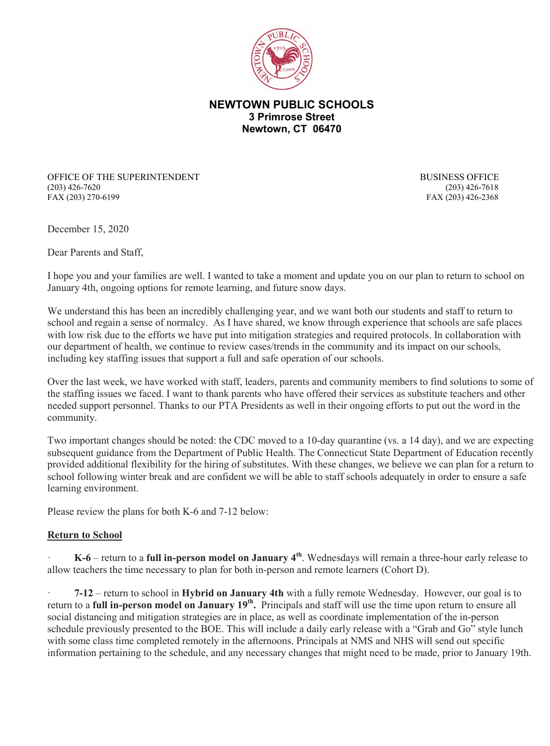# NEWTOWN PUBLIC SCHOOLS
**3 Primrose Street**
**Newtown, CT 06470**

OFFICE OF THE SUPERINTENDENT
(203) 426-7620
FAX (203) 270-6199

BUSINESS OFFICE
(203) 426-7618
FAX (203) 426-2368

December 15, 2020

Dear Parents and Staff,

I hope you and your families are well. I wanted to take a moment and update you on our plan to return to school on January 4th, ongoing options for remote learning, and future snow days.

We understand this has been an incredibly challenging year, and we want both our students and staff to return to school and regain a sense of normalcy. As I have shared, we know through experience that schools are safe places with low risk due to the efforts we have put into mitigation strategies and required protocols. In collaboration with our department of health, we continue to review cases/trends in the community and its impact on our schools, including key staffing issues that support a full and safe operation of our schools.

Over the last week, we have worked with staff, leaders, parents and community members to find solutions to some of the staffing issues we faced. I want to thank parents who have offered their services as substitute teachers and other needed support personnel. Thanks to our PTA Presidents as well in their ongoing efforts to put out the word in the community.

Two important changes should be noted: the CDC moved to a 10-day quarantine (vs. a 14 day), and we are expecting subsequent guidance from the Department of Public Health. The Connecticut State Department of Education recently provided additional flexibility for the hiring of substitutes. With these changes, we believe we can plan for a return to school following winter break and are confident we will be able to staff schools adequately in order to ensure a safe learning environment.

Please review the plans for both K-6 and 7-12 below:

**Return to School**

- **K-6** – return to a **full in-person model on January 4th**. Wednesdays will remain a three-hour early release to allow teachers the time necessary to plan for both in-person and remote learners (Cohort D).

- **7-12** – return to school in **Hybrid on January 4th** with a fully remote Wednesday. However, our goal is to return to a **full in-person model on January 19th.** Principals and staff will use the time upon return to ensure all social distancing and mitigation strategies are in place, as well as coordinate implementation of the in-person schedule previously presented to the BOE. This will include a daily early release with a "Grab and Go" style lunch with some class time completed remotely in the afternoons. Principals at NMS and NHS will send out specific information pertaining to the schedule, and any necessary changes that might need to be made, prior to January 19th.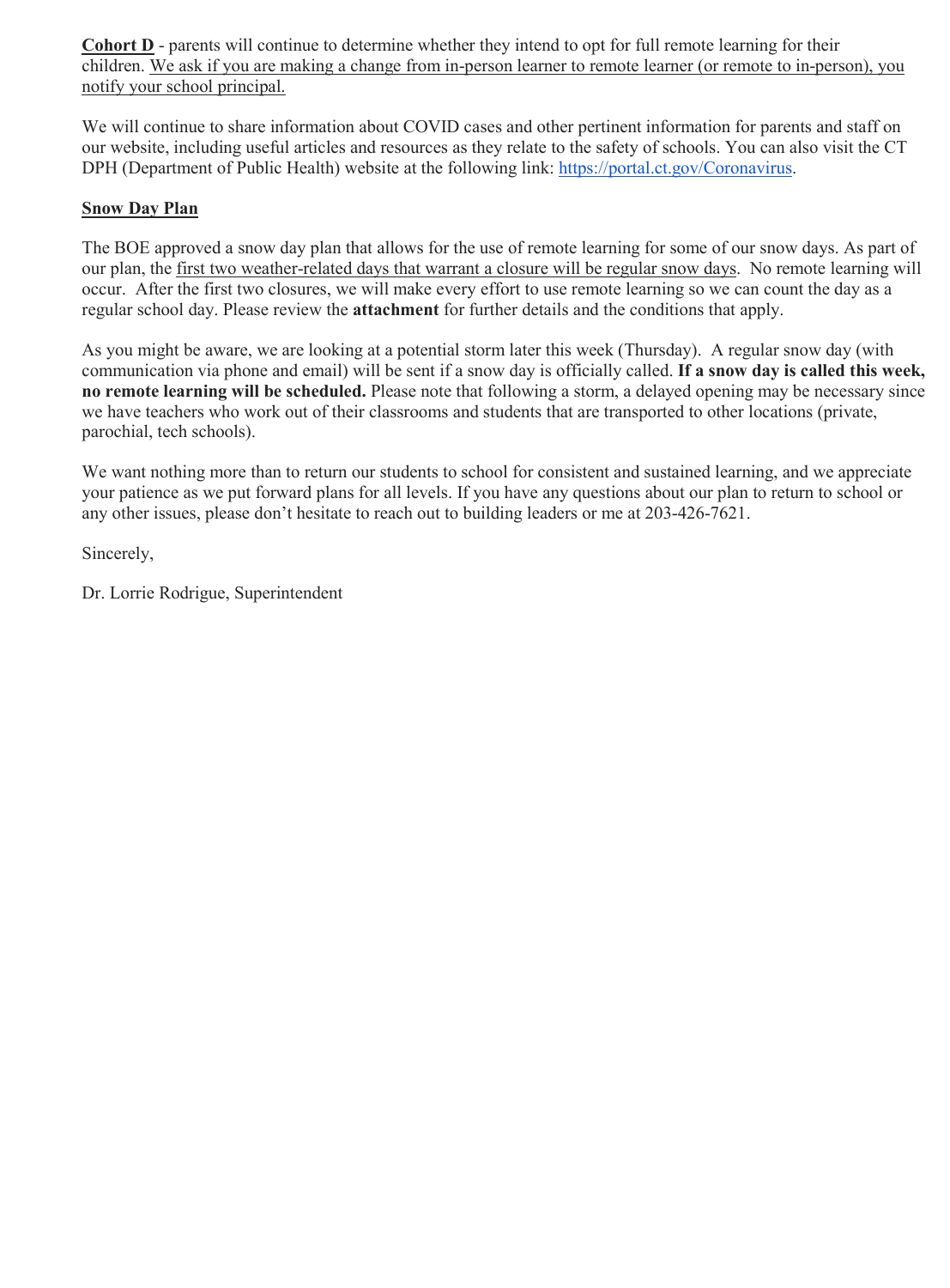**<u>Cohort D</u>** - parents will continue to determine whether they intend to opt for full remote learning for their children. <u>We ask if you are making a change from in-person learner to remote learner (or remote to in-person), you notify your school principal.</u>

We will continue to share information about COVID cases and other pertinent information for parents and staff on our website, including useful articles and resources as they relate to the safety of schools. You can also visit the CT DPH (Department of Public Health) website at the following link: [https://portal.ct.gov/Coronavirus](https://portal.ct.gov/Coronavirus).

**<u>Snow Day Plan</u>**

The BOE approved a snow day plan that allows for the use of remote learning for some of our snow days. As part of our plan, the <u>first two weather-related days that warrant a closure will be regular snow days</u>. No remote learning will occur. After the first two closures, we will make every effort to use remote learning so we can count the day as a regular school day. Please review the **attachment** for further details and the conditions that apply.

As you might be aware, we are looking at a potential storm later this week (Thursday). A regular snow day (with communication via phone and email) will be sent if a snow day is officially called. **If a snow day is called this week, no remote learning will be scheduled.** Please note that following a storm, a delayed opening may be necessary since we have teachers who work out of their classrooms and students that are transported to other locations (private, parochial, tech schools).

We want nothing more than to return our students to school for consistent and sustained learning, and we appreciate your patience as we put forward plans for all levels. If you have any questions about our plan to return to school or any other issues, please don't hesitate to reach out to building leaders or me at 203-426-7621.

Sincerely,

Dr. Lorrie Rodrigue, Superintendent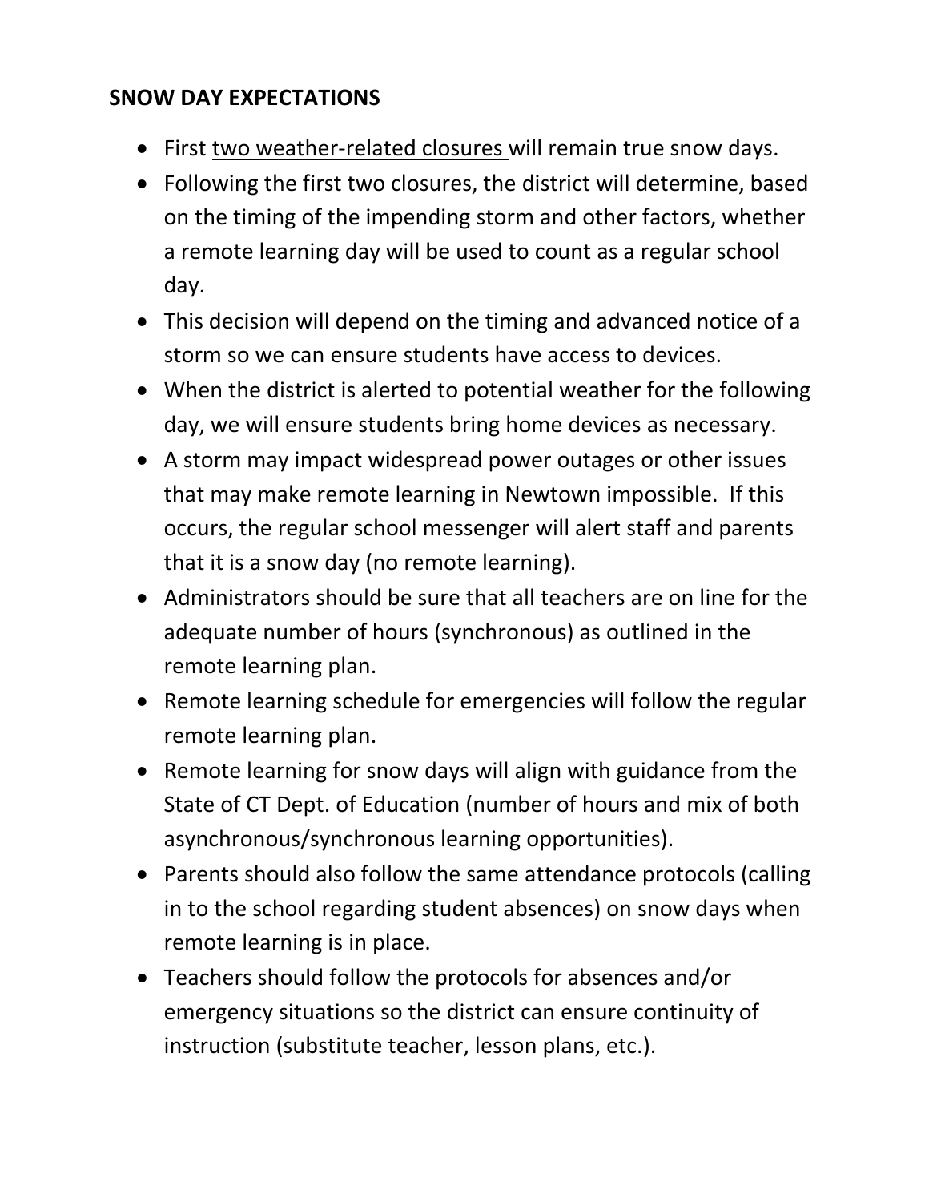**SNOW DAY EXPECTATIONS**

- First <u>two weather-related closures</u> will remain true snow days.
- Following the first two closures, the district will determine, based on the timing of the impending storm and other factors, whether a remote learning day will be used to count as a regular school day.
- This decision will depend on the timing and advanced notice of a storm so we can ensure students have access to devices.
- When the district is alerted to potential weather for the following day, we will ensure students bring home devices as necessary.
- A storm may impact widespread power outages or other issues that may make remote learning in Newtown impossible. If this occurs, the regular school messenger will alert staff and parents that it is a snow day (no remote learning).
- Administrators should be sure that all teachers are on line for the adequate number of hours (synchronous) as outlined in the remote learning plan.
- Remote learning schedule for emergencies will follow the regular remote learning plan.
- Remote learning for snow days will align with guidance from the State of CT Dept. of Education (number of hours and mix of both asynchronous/synchronous learning opportunities).
- Parents should also follow the same attendance protocols (calling in to the school regarding student absences) on snow days when remote learning is in place.
- Teachers should follow the protocols for absences and/or emergency situations so the district can ensure continuity of instruction (substitute teacher, lesson plans, etc.).